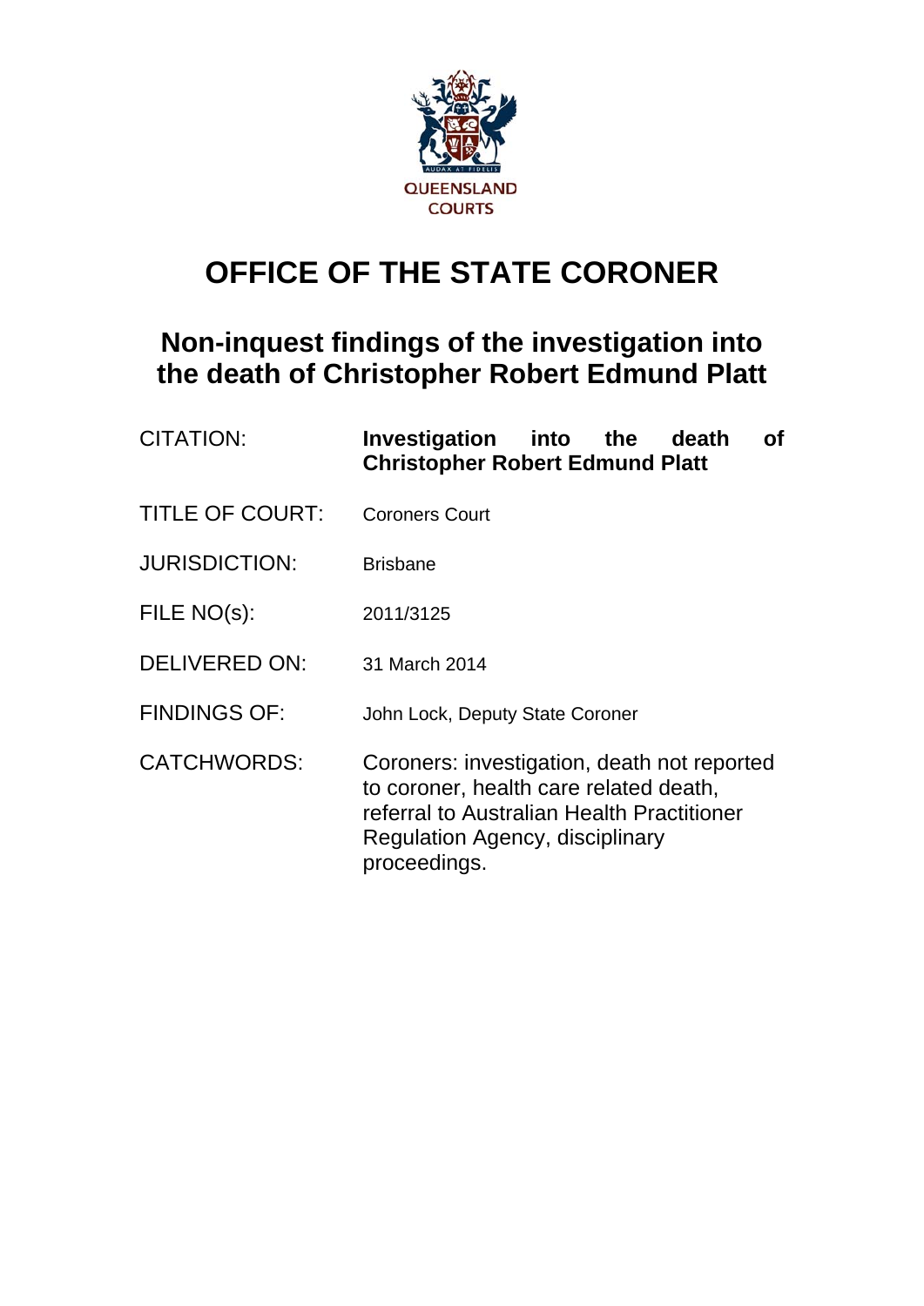QUEENSLAND COURTS

# OFFICE OF THE STATE CORONER

## Non-inquest findings of the investigation into the death of Christopher Robert Edmund Platt

| | |
|---|---|
| CITATION: | **Investigation into the death of Christopher Robert Edmund Platt** |
| TITLE OF COURT: | Coroners Court |
| JURISDICTION: | Brisbane |
| FILE NO(s): | 2011/3125 |
| DELIVERED ON: | 31 March 2014 |
| FINDINGS OF: | John Lock, Deputy State Coroner |
| CATCHWORDS: | Coroners: investigation, death not reported to coroner, health care related death, referral to Australian Health Practitioner Regulation Agency, disciplinary proceedings. |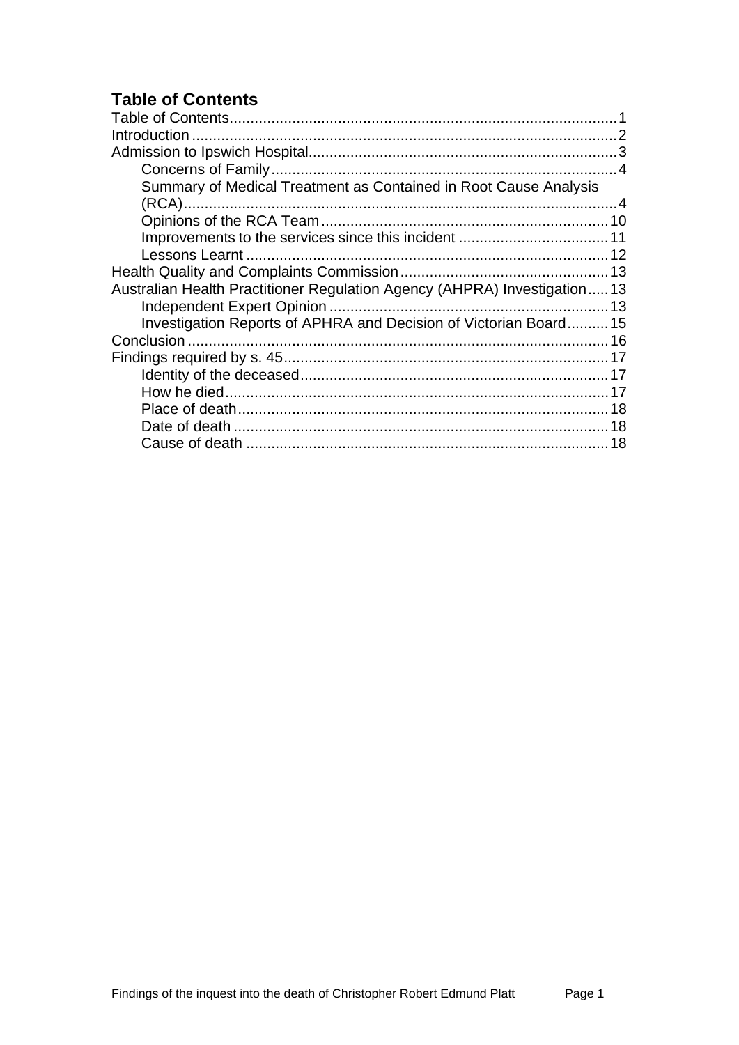## Table of Contents

- Table of Contents ........ 1
- Introduction ........ 2
- Admission to Ipswich Hospital ........ 3
  - Concerns of Family ........ 4
  - Summary of Medical Treatment as Contained in Root Cause Analysis (RCA) ........ 4
  - Opinions of the RCA Team ........ 10
  - Improvements to the services since this incident ........ 11
  - Lessons Learnt ........ 12
- Health Quality and Complaints Commission ........ 13
- Australian Health Practitioner Regulation Agency (AHPRA) Investigation ........ 13
  - Independent Expert Opinion ........ 13
  - Investigation Reports of APHRA and Decision of Victorian Board ........ 15
- Conclusion ........ 16
- Findings required by s. 45 ........ 17
  - Identity of the deceased ........ 17
  - How he died ........ 17
  - Place of death ........ 18
  - Date of death ........ 18
  - Cause of death ........ 18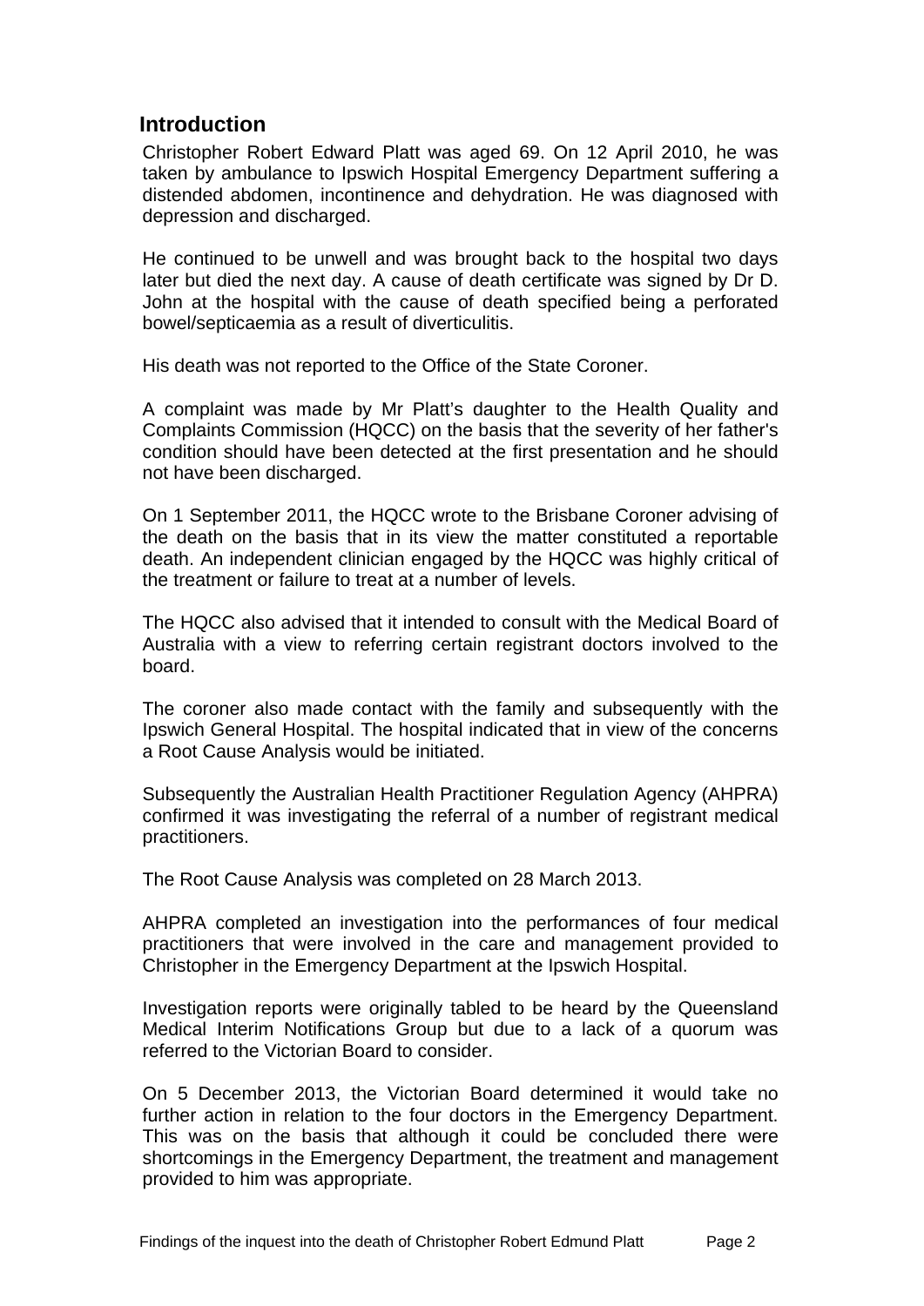## Introduction

Christopher Robert Edward Platt was aged 69. On 12 April 2010, he was taken by ambulance to Ipswich Hospital Emergency Department suffering a distended abdomen, incontinence and dehydration. He was diagnosed with depression and discharged.

He continued to be unwell and was brought back to the hospital two days later but died the next day. A cause of death certificate was signed by Dr D. John at the hospital with the cause of death specified being a perforated bowel/septicaemia as a result of diverticulitis.

His death was not reported to the Office of the State Coroner.

A complaint was made by Mr Platt's daughter to the Health Quality and Complaints Commission (HQCC) on the basis that the severity of her father's condition should have been detected at the first presentation and he should not have been discharged.

On 1 September 2011, the HQCC wrote to the Brisbane Coroner advising of the death on the basis that in its view the matter constituted a reportable death. An independent clinician engaged by the HQCC was highly critical of the treatment or failure to treat at a number of levels.

The HQCC also advised that it intended to consult with the Medical Board of Australia with a view to referring certain registrant doctors involved to the board.

The coroner also made contact with the family and subsequently with the Ipswich General Hospital. The hospital indicated that in view of the concerns a Root Cause Analysis would be initiated.

Subsequently the Australian Health Practitioner Regulation Agency (AHPRA) confirmed it was investigating the referral of a number of registrant medical practitioners.

The Root Cause Analysis was completed on 28 March 2013.

AHPRA completed an investigation into the performances of four medical practitioners that were involved in the care and management provided to Christopher in the Emergency Department at the Ipswich Hospital.

Investigation reports were originally tabled to be heard by the Queensland Medical Interim Notifications Group but due to a lack of a quorum was referred to the Victorian Board to consider.

On 5 December 2013, the Victorian Board determined it would take no further action in relation to the four doctors in the Emergency Department. This was on the basis that although it could be concluded there were shortcomings in the Emergency Department, the treatment and management provided to him was appropriate.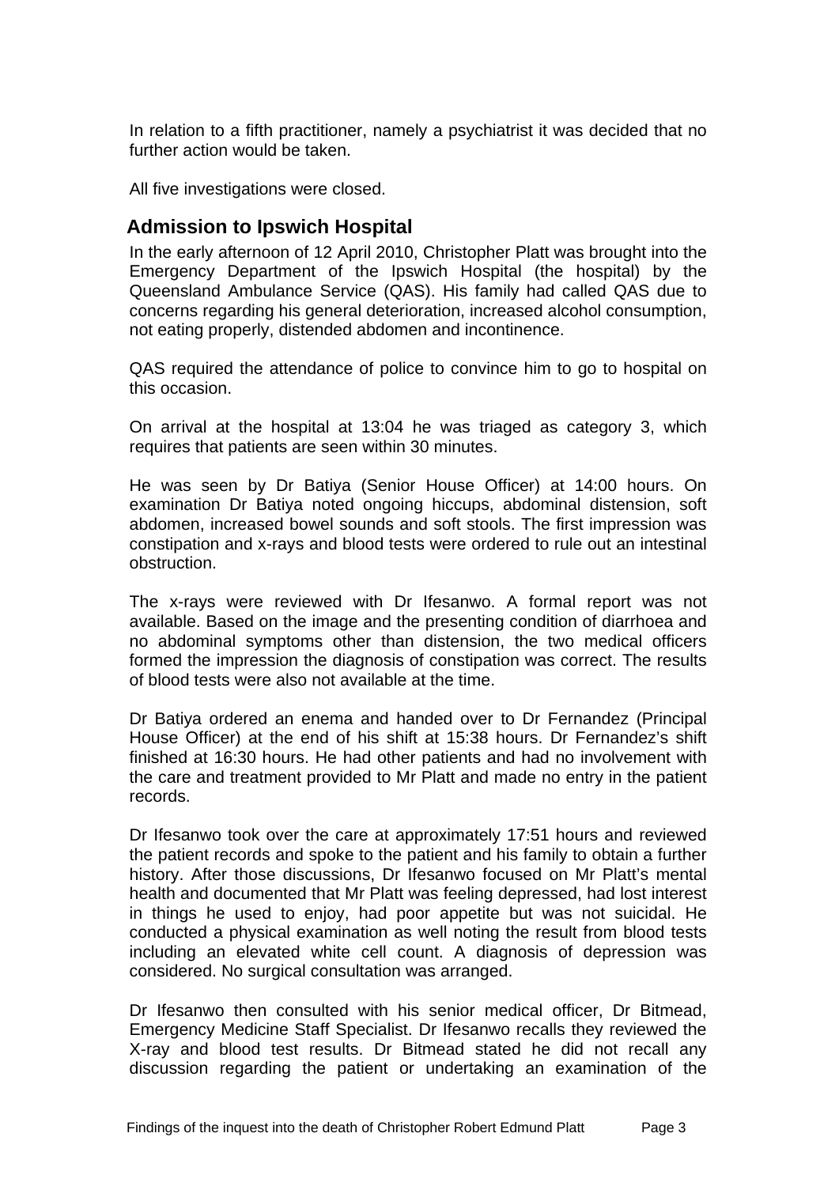In relation to a fifth practitioner, namely a psychiatrist it was decided that no further action would be taken.

All five investigations were closed.

## Admission to Ipswich Hospital

In the early afternoon of 12 April 2010, Christopher Platt was brought into the Emergency Department of the Ipswich Hospital (the hospital) by the Queensland Ambulance Service (QAS). His family had called QAS due to concerns regarding his general deterioration, increased alcohol consumption, not eating properly, distended abdomen and incontinence.

QAS required the attendance of police to convince him to go to hospital on this occasion.

On arrival at the hospital at 13:04 he was triaged as category 3, which requires that patients are seen within 30 minutes.

He was seen by Dr Batiya (Senior House Officer) at 14:00 hours. On examination Dr Batiya noted ongoing hiccups, abdominal distension, soft abdomen, increased bowel sounds and soft stools. The first impression was constipation and x-rays and blood tests were ordered to rule out an intestinal obstruction.

The x-rays were reviewed with Dr Ifesanwo. A formal report was not available. Based on the image and the presenting condition of diarrhoea and no abdominal symptoms other than distension, the two medical officers formed the impression the diagnosis of constipation was correct. The results of blood tests were also not available at the time.

Dr Batiya ordered an enema and handed over to Dr Fernandez (Principal House Officer) at the end of his shift at 15:38 hours. Dr Fernandez's shift finished at 16:30 hours. He had other patients and had no involvement with the care and treatment provided to Mr Platt and made no entry in the patient records.

Dr Ifesanwo took over the care at approximately 17:51 hours and reviewed the patient records and spoke to the patient and his family to obtain a further history. After those discussions, Dr Ifesanwo focused on Mr Platt's mental health and documented that Mr Platt was feeling depressed, had lost interest in things he used to enjoy, had poor appetite but was not suicidal. He conducted a physical examination as well noting the result from blood tests including an elevated white cell count. A diagnosis of depression was considered. No surgical consultation was arranged.

Dr Ifesanwo then consulted with his senior medical officer, Dr Bitmead, Emergency Medicine Staff Specialist. Dr Ifesanwo recalls they reviewed the X-ray and blood test results. Dr Bitmead stated he did not recall any discussion regarding the patient or undertaking an examination of the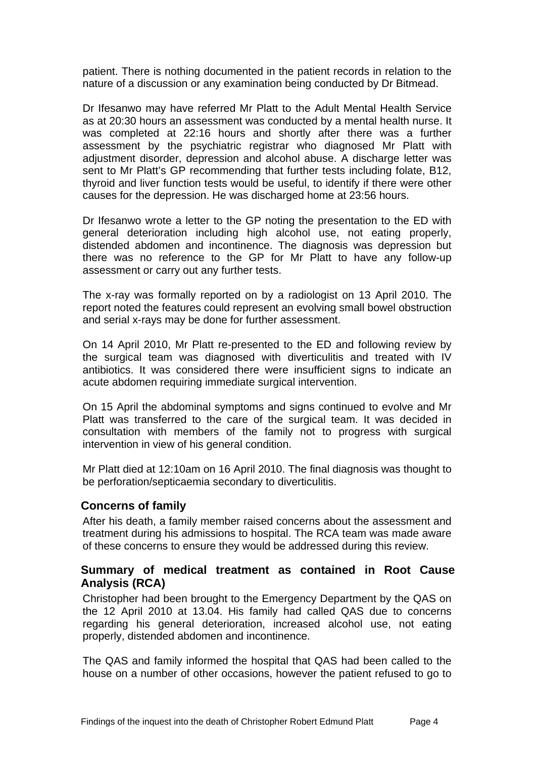patient. There is nothing documented in the patient records in relation to the nature of a discussion or any examination being conducted by Dr Bitmead.

Dr Ifesanwo may have referred Mr Platt to the Adult Mental Health Service as at 20:30 hours an assessment was conducted by a mental health nurse. It was completed at 22:16 hours and shortly after there was a further assessment by the psychiatric registrar who diagnosed Mr Platt with adjustment disorder, depression and alcohol abuse. A discharge letter was sent to Mr Platt's GP recommending that further tests including folate, B12, thyroid and liver function tests would be useful, to identify if there were other causes for the depression. He was discharged home at 23:56 hours.

Dr Ifesanwo wrote a letter to the GP noting the presentation to the ED with general deterioration including high alcohol use, not eating properly, distended abdomen and incontinence. The diagnosis was depression but there was no reference to the GP for Mr Platt to have any follow-up assessment or carry out any further tests.

The x-ray was formally reported on by a radiologist on 13 April 2010. The report noted the features could represent an evolving small bowel obstruction and serial x-rays may be done for further assessment.

On 14 April 2010, Mr Platt re-presented to the ED and following review by the surgical team was diagnosed with diverticulitis and treated with IV antibiotics. It was considered there were insufficient signs to indicate an acute abdomen requiring immediate surgical intervention.

On 15 April the abdominal symptoms and signs continued to evolve and Mr Platt was transferred to the care of the surgical team. It was decided in consultation with members of the family not to progress with surgical intervention in view of his general condition.

Mr Platt died at 12:10am on 16 April 2010. The final diagnosis was thought to be perforation/septicaemia secondary to diverticulitis.

## Concerns of family

After his death, a family member raised concerns about the assessment and treatment during his admissions to hospital. The RCA team was made aware of these concerns to ensure they would be addressed during this review.

## Summary of medical treatment as contained in Root Cause Analysis (RCA)

Christopher had been brought to the Emergency Department by the QAS on the 12 April 2010 at 13.04. His family had called QAS due to concerns regarding his general deterioration, increased alcohol use, not eating properly, distended abdomen and incontinence.

The QAS and family informed the hospital that QAS had been called to the house on a number of other occasions, however the patient refused to go to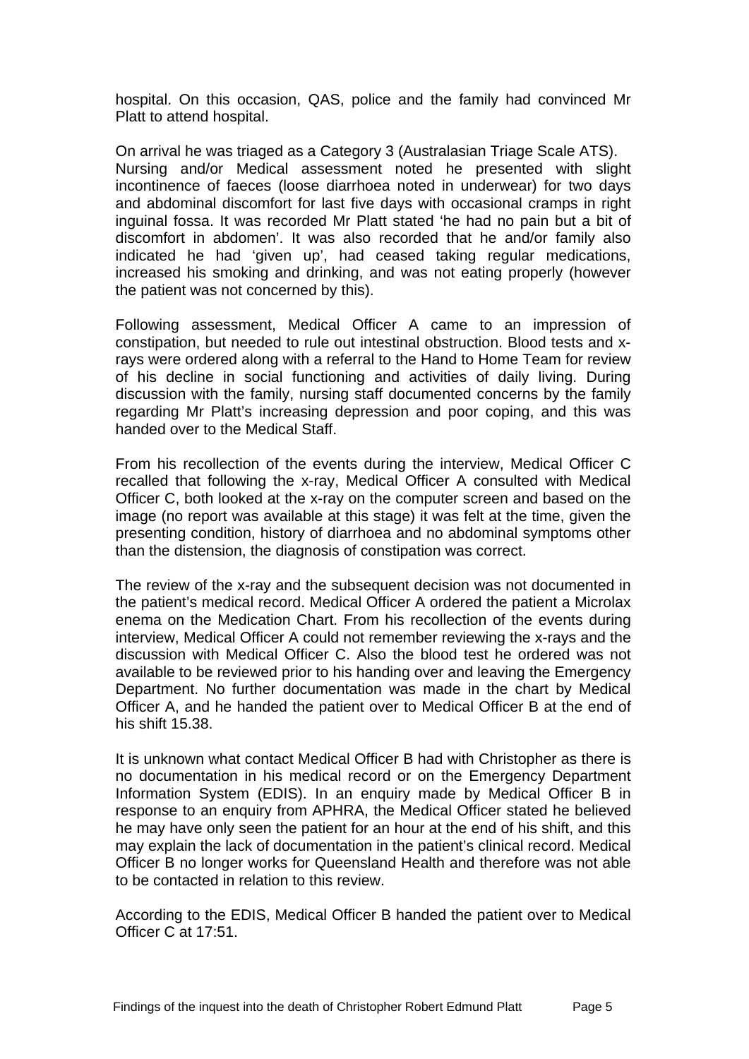hospital. On this occasion, QAS, police and the family had convinced Mr Platt to attend hospital.

On arrival he was triaged as a Category 3 (Australasian Triage Scale ATS). Nursing and/or Medical assessment noted he presented with slight incontinence of faeces (loose diarrhoea noted in underwear) for two days and abdominal discomfort for last five days with occasional cramps in right inguinal fossa. It was recorded Mr Platt stated 'he had no pain but a bit of discomfort in abdomen'. It was also recorded that he and/or family also indicated he had 'given up', had ceased taking regular medications, increased his smoking and drinking, and was not eating properly (however the patient was not concerned by this).

Following assessment, Medical Officer A came to an impression of constipation, but needed to rule out intestinal obstruction. Blood tests and x-rays were ordered along with a referral to the Hand to Home Team for review of his decline in social functioning and activities of daily living. During discussion with the family, nursing staff documented concerns by the family regarding Mr Platt's increasing depression and poor coping, and this was handed over to the Medical Staff.

From his recollection of the events during the interview, Medical Officer C recalled that following the x-ray, Medical Officer A consulted with Medical Officer C, both looked at the x-ray on the computer screen and based on the image (no report was available at this stage) it was felt at the time, given the presenting condition, history of diarrhoea and no abdominal symptoms other than the distension, the diagnosis of constipation was correct.

The review of the x-ray and the subsequent decision was not documented in the patient's medical record. Medical Officer A ordered the patient a Microlax enema on the Medication Chart. From his recollection of the events during interview, Medical Officer A could not remember reviewing the x-rays and the discussion with Medical Officer C. Also the blood test he ordered was not available to be reviewed prior to his handing over and leaving the Emergency Department. No further documentation was made in the chart by Medical Officer A, and he handed the patient over to Medical Officer B at the end of his shift 15.38.

It is unknown what contact Medical Officer B had with Christopher as there is no documentation in his medical record or on the Emergency Department Information System (EDIS). In an enquiry made by Medical Officer B in response to an enquiry from APHRA, the Medical Officer stated he believed he may have only seen the patient for an hour at the end of his shift, and this may explain the lack of documentation in the patient's clinical record. Medical Officer B no longer works for Queensland Health and therefore was not able to be contacted in relation to this review.

According to the EDIS, Medical Officer B handed the patient over to Medical Officer C at 17:51.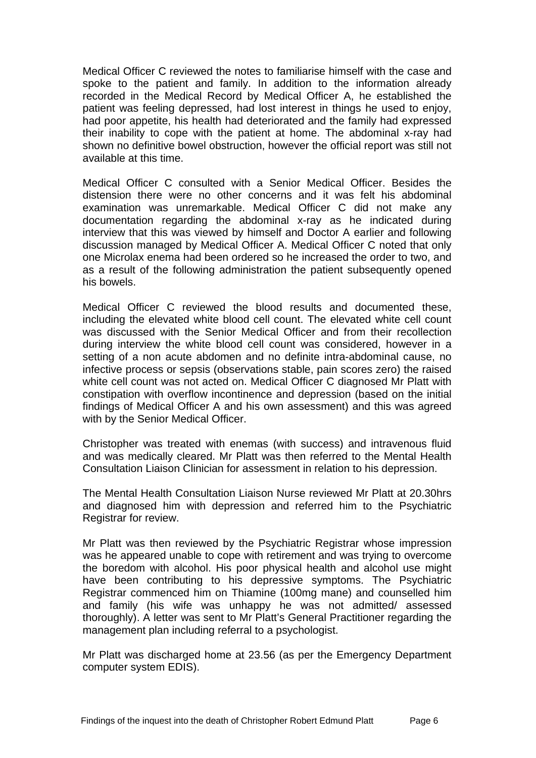Medical Officer C reviewed the notes to familiarise himself with the case and spoke to the patient and family. In addition to the information already recorded in the Medical Record by Medical Officer A, he established the patient was feeling depressed, had lost interest in things he used to enjoy, had poor appetite, his health had deteriorated and the family had expressed their inability to cope with the patient at home. The abdominal x-ray had shown no definitive bowel obstruction, however the official report was still not available at this time.

Medical Officer C consulted with a Senior Medical Officer. Besides the distension there were no other concerns and it was felt his abdominal examination was unremarkable. Medical Officer C did not make any documentation regarding the abdominal x-ray as he indicated during interview that this was viewed by himself and Doctor A earlier and following discussion managed by Medical Officer A. Medical Officer C noted that only one Microlax enema had been ordered so he increased the order to two, and as a result of the following administration the patient subsequently opened his bowels.

Medical Officer C reviewed the blood results and documented these, including the elevated white blood cell count. The elevated white cell count was discussed with the Senior Medical Officer and from their recollection during interview the white blood cell count was considered, however in a setting of a non acute abdomen and no definite intra-abdominal cause, no infective process or sepsis (observations stable, pain scores zero) the raised white cell count was not acted on. Medical Officer C diagnosed Mr Platt with constipation with overflow incontinence and depression (based on the initial findings of Medical Officer A and his own assessment) and this was agreed with by the Senior Medical Officer.

Christopher was treated with enemas (with success) and intravenous fluid and was medically cleared. Mr Platt was then referred to the Mental Health Consultation Liaison Clinician for assessment in relation to his depression.

The Mental Health Consultation Liaison Nurse reviewed Mr Platt at 20.30hrs and diagnosed him with depression and referred him to the Psychiatric Registrar for review.

Mr Platt was then reviewed by the Psychiatric Registrar whose impression was he appeared unable to cope with retirement and was trying to overcome the boredom with alcohol. His poor physical health and alcohol use might have been contributing to his depressive symptoms. The Psychiatric Registrar commenced him on Thiamine (100mg mane) and counselled him and family (his wife was unhappy he was not admitted/ assessed thoroughly). A letter was sent to Mr Platt's General Practitioner regarding the management plan including referral to a psychologist.

Mr Platt was discharged home at 23.56 (as per the Emergency Department computer system EDIS).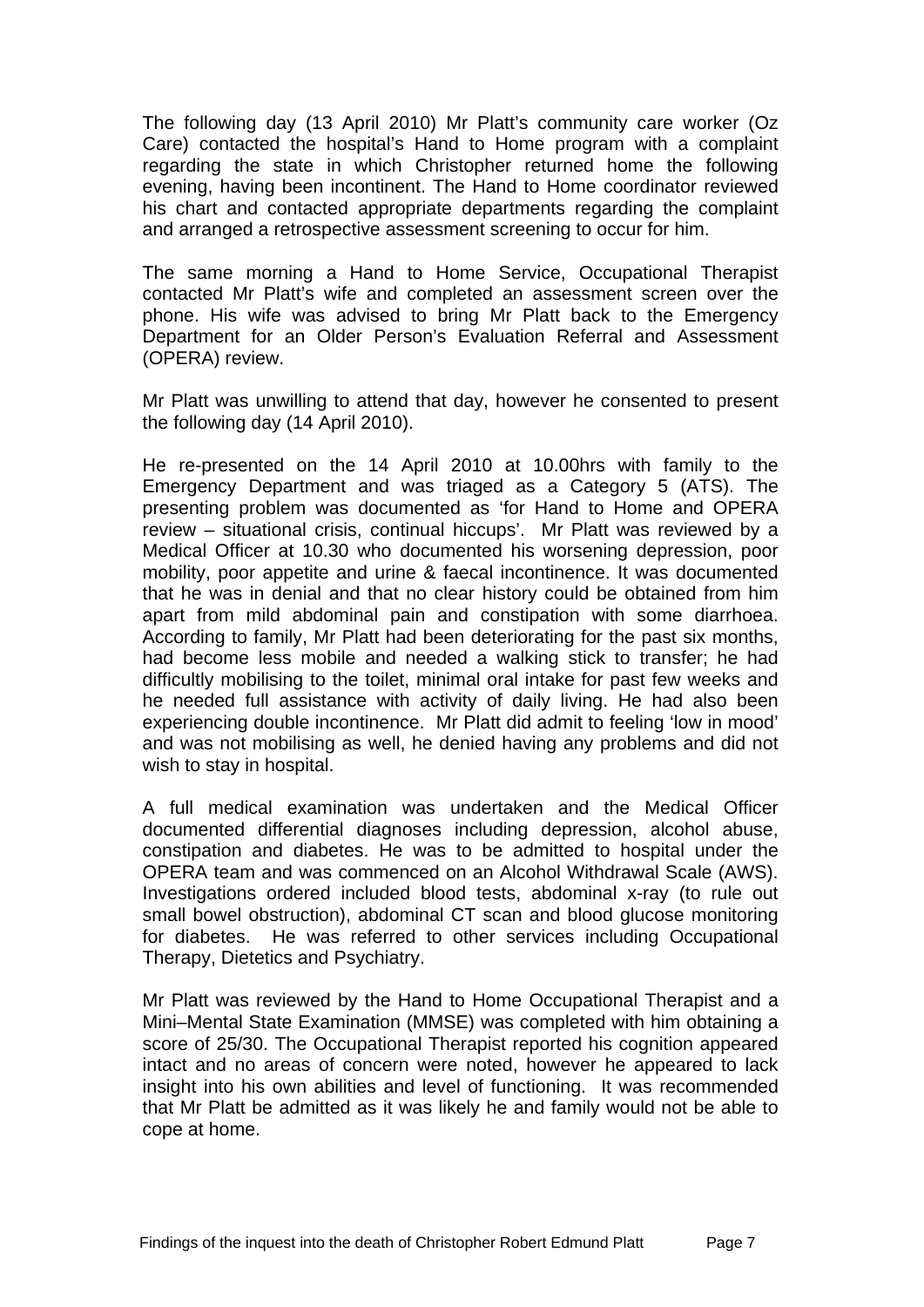The following day (13 April 2010) Mr Platt's community care worker (Oz Care) contacted the hospital's Hand to Home program with a complaint regarding the state in which Christopher returned home the following evening, having been incontinent. The Hand to Home coordinator reviewed his chart and contacted appropriate departments regarding the complaint and arranged a retrospective assessment screening to occur for him.

The same morning a Hand to Home Service, Occupational Therapist contacted Mr Platt's wife and completed an assessment screen over the phone. His wife was advised to bring Mr Platt back to the Emergency Department for an Older Person's Evaluation Referral and Assessment (OPERA) review.

Mr Platt was unwilling to attend that day, however he consented to present the following day (14 April 2010).

He re-presented on the 14 April 2010 at 10.00hrs with family to the Emergency Department and was triaged as a Category 5 (ATS). The presenting problem was documented as 'for Hand to Home and OPERA review – situational crisis, continual hiccups'. Mr Platt was reviewed by a Medical Officer at 10.30 who documented his worsening depression, poor mobility, poor appetite and urine & faecal incontinence. It was documented that he was in denial and that no clear history could be obtained from him apart from mild abdominal pain and constipation with some diarrhoea. According to family, Mr Platt had been deteriorating for the past six months, had become less mobile and needed a walking stick to transfer; he had difficultly mobilising to the toilet, minimal oral intake for past few weeks and he needed full assistance with activity of daily living. He had also been experiencing double incontinence. Mr Platt did admit to feeling 'low in mood' and was not mobilising as well, he denied having any problems and did not wish to stay in hospital.

A full medical examination was undertaken and the Medical Officer documented differential diagnoses including depression, alcohol abuse, constipation and diabetes. He was to be admitted to hospital under the OPERA team and was commenced on an Alcohol Withdrawal Scale (AWS). Investigations ordered included blood tests, abdominal x-ray (to rule out small bowel obstruction), abdominal CT scan and blood glucose monitoring for diabetes. He was referred to other services including Occupational Therapy, Dietetics and Psychiatry.

Mr Platt was reviewed by the Hand to Home Occupational Therapist and a Mini–Mental State Examination (MMSE) was completed with him obtaining a score of 25/30. The Occupational Therapist reported his cognition appeared intact and no areas of concern were noted, however he appeared to lack insight into his own abilities and level of functioning. It was recommended that Mr Platt be admitted as it was likely he and family would not be able to cope at home.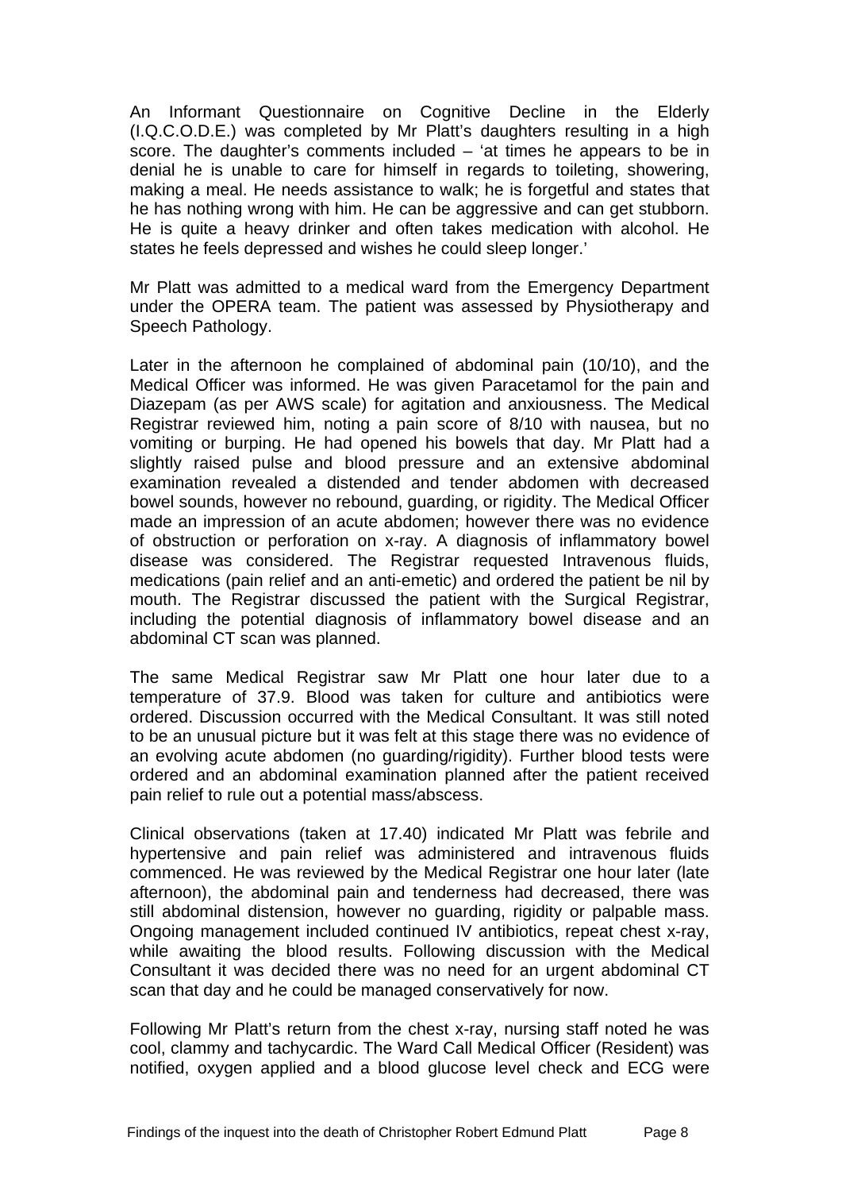An Informant Questionnaire on Cognitive Decline in the Elderly (I.Q.C.O.D.E.) was completed by Mr Platt's daughters resulting in a high score. The daughter's comments included – 'at times he appears to be in denial he is unable to care for himself in regards to toileting, showering, making a meal. He needs assistance to walk; he is forgetful and states that he has nothing wrong with him. He can be aggressive and can get stubborn. He is quite a heavy drinker and often takes medication with alcohol. He states he feels depressed and wishes he could sleep longer.'

Mr Platt was admitted to a medical ward from the Emergency Department under the OPERA team. The patient was assessed by Physiotherapy and Speech Pathology.

Later in the afternoon he complained of abdominal pain (10/10), and the Medical Officer was informed. He was given Paracetamol for the pain and Diazepam (as per AWS scale) for agitation and anxiousness. The Medical Registrar reviewed him, noting a pain score of 8/10 with nausea, but no vomiting or burping. He had opened his bowels that day. Mr Platt had a slightly raised pulse and blood pressure and an extensive abdominal examination revealed a distended and tender abdomen with decreased bowel sounds, however no rebound, guarding, or rigidity. The Medical Officer made an impression of an acute abdomen; however there was no evidence of obstruction or perforation on x-ray. A diagnosis of inflammatory bowel disease was considered. The Registrar requested Intravenous fluids, medications (pain relief and an anti-emetic) and ordered the patient be nil by mouth. The Registrar discussed the patient with the Surgical Registrar, including the potential diagnosis of inflammatory bowel disease and an abdominal CT scan was planned.

The same Medical Registrar saw Mr Platt one hour later due to a temperature of 37.9. Blood was taken for culture and antibiotics were ordered. Discussion occurred with the Medical Consultant. It was still noted to be an unusual picture but it was felt at this stage there was no evidence of an evolving acute abdomen (no guarding/rigidity). Further blood tests were ordered and an abdominal examination planned after the patient received pain relief to rule out a potential mass/abscess.

Clinical observations (taken at 17.40) indicated Mr Platt was febrile and hypertensive and pain relief was administered and intravenous fluids commenced. He was reviewed by the Medical Registrar one hour later (late afternoon), the abdominal pain and tenderness had decreased, there was still abdominal distension, however no guarding, rigidity or palpable mass. Ongoing management included continued IV antibiotics, repeat chest x-ray, while awaiting the blood results. Following discussion with the Medical Consultant it was decided there was no need for an urgent abdominal CT scan that day and he could be managed conservatively for now.

Following Mr Platt's return from the chest x-ray, nursing staff noted he was cool, clammy and tachycardic. The Ward Call Medical Officer (Resident) was notified, oxygen applied and a blood glucose level check and ECG were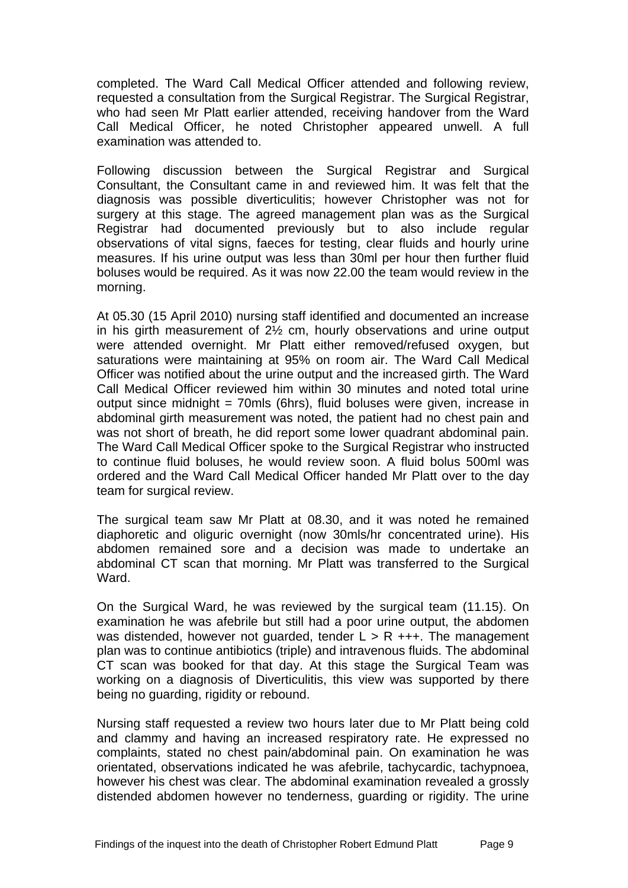completed. The Ward Call Medical Officer attended and following review, requested a consultation from the Surgical Registrar. The Surgical Registrar, who had seen Mr Platt earlier attended, receiving handover from the Ward Call Medical Officer, he noted Christopher appeared unwell. A full examination was attended to.

Following discussion between the Surgical Registrar and Surgical Consultant, the Consultant came in and reviewed him. It was felt that the diagnosis was possible diverticulitis; however Christopher was not for surgery at this stage. The agreed management plan was as the Surgical Registrar had documented previously but to also include regular observations of vital signs, faeces for testing, clear fluids and hourly urine measures. If his urine output was less than 30ml per hour then further fluid boluses would be required. As it was now 22.00 the team would review in the morning.

At 05.30 (15 April 2010) nursing staff identified and documented an increase in his girth measurement of 2½ cm, hourly observations and urine output were attended overnight. Mr Platt either removed/refused oxygen, but saturations were maintaining at 95% on room air. The Ward Call Medical Officer was notified about the urine output and the increased girth. The Ward Call Medical Officer reviewed him within 30 minutes and noted total urine output since midnight = 70mls (6hrs), fluid boluses were given, increase in abdominal girth measurement was noted, the patient had no chest pain and was not short of breath, he did report some lower quadrant abdominal pain. The Ward Call Medical Officer spoke to the Surgical Registrar who instructed to continue fluid boluses, he would review soon. A fluid bolus 500ml was ordered and the Ward Call Medical Officer handed Mr Platt over to the day team for surgical review.

The surgical team saw Mr Platt at 08.30, and it was noted he remained diaphoretic and oliguric overnight (now 30mls/hr concentrated urine). His abdomen remained sore and a decision was made to undertake an abdominal CT scan that morning. Mr Platt was transferred to the Surgical Ward.

On the Surgical Ward, he was reviewed by the surgical team (11.15). On examination he was afebrile but still had a poor urine output, the abdomen was distended, however not guarded, tender L > R +++. The management plan was to continue antibiotics (triple) and intravenous fluids. The abdominal CT scan was booked for that day. At this stage the Surgical Team was working on a diagnosis of Diverticulitis, this view was supported by there being no guarding, rigidity or rebound.

Nursing staff requested a review two hours later due to Mr Platt being cold and clammy and having an increased respiratory rate. He expressed no complaints, stated no chest pain/abdominal pain. On examination he was orientated, observations indicated he was afebrile, tachycardic, tachypnoea, however his chest was clear. The abdominal examination revealed a grossly distended abdomen however no tenderness, guarding or rigidity. The urine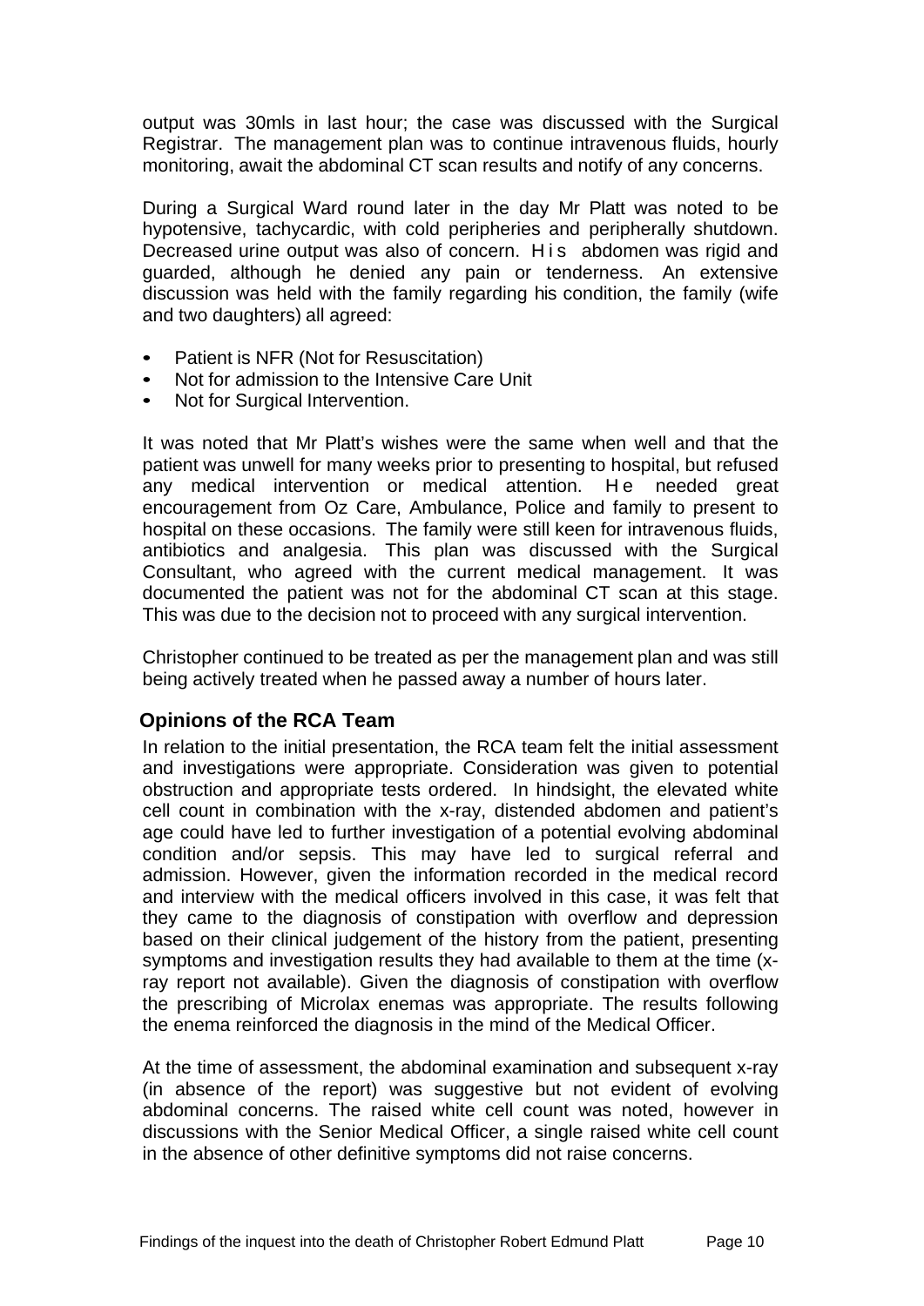output was 30mls in last hour; the case was discussed with the Surgical Registrar. The management plan was to continue intravenous fluids, hourly monitoring, await the abdominal CT scan results and notify of any concerns.

During a Surgical Ward round later in the day Mr Platt was noted to be hypotensive, tachycardic, with cold peripheries and peripherally shutdown. Decreased urine output was also of concern. His abdomen was rigid and guarded, although he denied any pain or tenderness. An extensive discussion was held with the family regarding his condition, the family (wife and two daughters) all agreed:

- Patient is NFR (Not for Resuscitation)
- Not for admission to the Intensive Care Unit
- Not for Surgical Intervention.

It was noted that Mr Platt's wishes were the same when well and that the patient was unwell for many weeks prior to presenting to hospital, but refused any medical intervention or medical attention. He needed great encouragement from Oz Care, Ambulance, Police and family to present to hospital on these occasions. The family were still keen for intravenous fluids, antibiotics and analgesia. This plan was discussed with the Surgical Consultant, who agreed with the current medical management. It was documented the patient was not for the abdominal CT scan at this stage. This was due to the decision not to proceed with any surgical intervention.

Christopher continued to be treated as per the management plan and was still being actively treated when he passed away a number of hours later.

## Opinions of the RCA Team

In relation to the initial presentation, the RCA team felt the initial assessment and investigations were appropriate. Consideration was given to potential obstruction and appropriate tests ordered. In hindsight, the elevated white cell count in combination with the x-ray, distended abdomen and patient's age could have led to further investigation of a potential evolving abdominal condition and/or sepsis. This may have led to surgical referral and admission. However, given the information recorded in the medical record and interview with the medical officers involved in this case, it was felt that they came to the diagnosis of constipation with overflow and depression based on their clinical judgement of the history from the patient, presenting symptoms and investigation results they had available to them at the time (x-ray report not available). Given the diagnosis of constipation with overflow the prescribing of Microlax enemas was appropriate. The results following the enema reinforced the diagnosis in the mind of the Medical Officer.

At the time of assessment, the abdominal examination and subsequent x-ray (in absence of the report) was suggestive but not evident of evolving abdominal concerns. The raised white cell count was noted, however in discussions with the Senior Medical Officer, a single raised white cell count in the absence of other definitive symptoms did not raise concerns.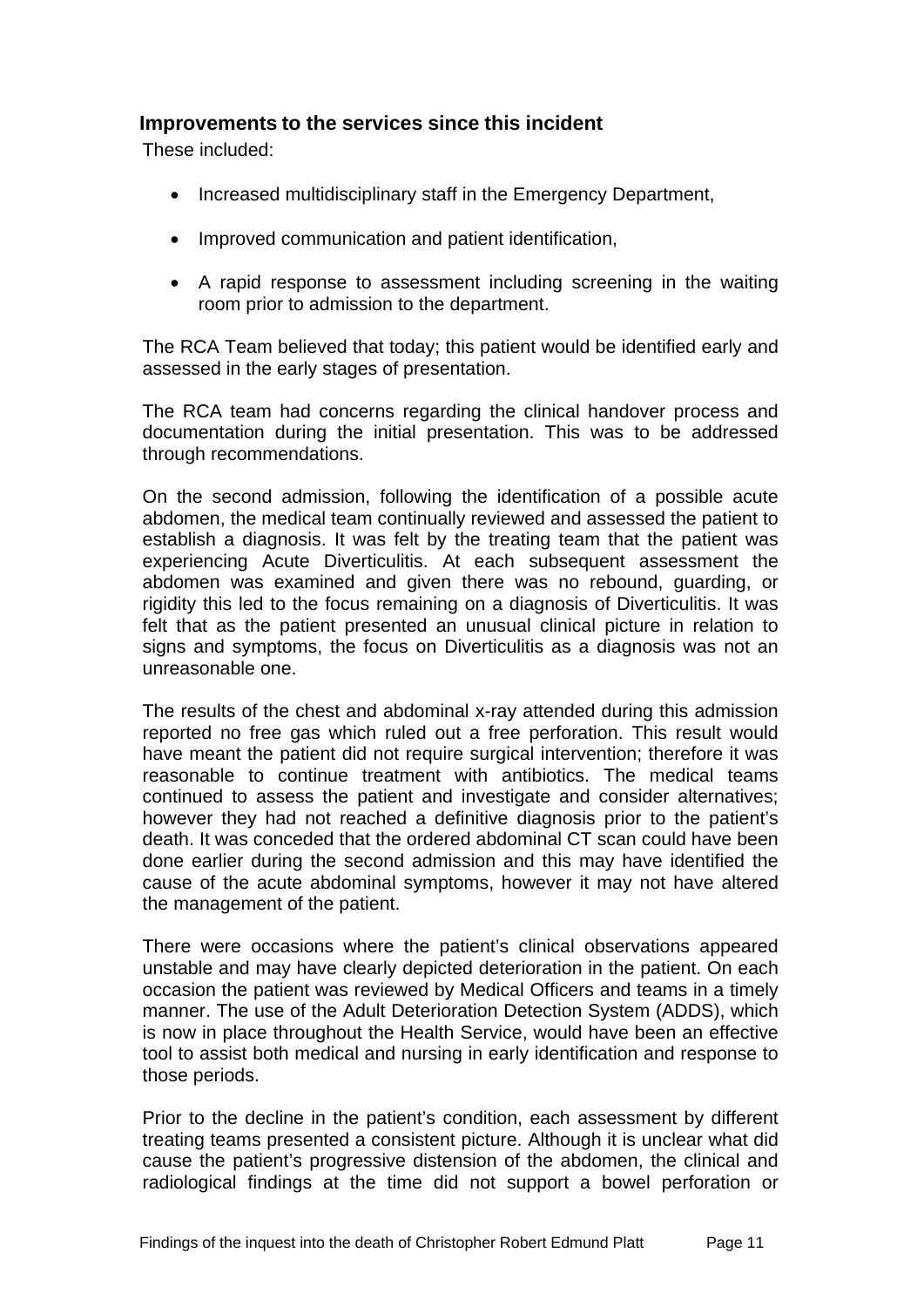### Improvements to the services since this incident

These included:

- Increased multidisciplinary staff in the Emergency Department,
- Improved communication and patient identification,
- A rapid response to assessment including screening in the waiting room prior to admission to the department.

The RCA Team believed that today; this patient would be identified early and assessed in the early stages of presentation.

The RCA team had concerns regarding the clinical handover process and documentation during the initial presentation. This was to be addressed through recommendations.

On the second admission, following the identification of a possible acute abdomen, the medical team continually reviewed and assessed the patient to establish a diagnosis. It was felt by the treating team that the patient was experiencing Acute Diverticulitis. At each subsequent assessment the abdomen was examined and given there was no rebound, guarding, or rigidity this led to the focus remaining on a diagnosis of Diverticulitis. It was felt that as the patient presented an unusual clinical picture in relation to signs and symptoms, the focus on Diverticulitis as a diagnosis was not an unreasonable one.

The results of the chest and abdominal x-ray attended during this admission reported no free gas which ruled out a free perforation. This result would have meant the patient did not require surgical intervention; therefore it was reasonable to continue treatment with antibiotics. The medical teams continued to assess the patient and investigate and consider alternatives; however they had not reached a definitive diagnosis prior to the patient's death. It was conceded that the ordered abdominal CT scan could have been done earlier during the second admission and this may have identified the cause of the acute abdominal symptoms, however it may not have altered the management of the patient.

There were occasions where the patient's clinical observations appeared unstable and may have clearly depicted deterioration in the patient. On each occasion the patient was reviewed by Medical Officers and teams in a timely manner. The use of the Adult Deterioration Detection System (ADDS), which is now in place throughout the Health Service, would have been an effective tool to assist both medical and nursing in early identification and response to those periods.

Prior to the decline in the patient's condition, each assessment by different treating teams presented a consistent picture. Although it is unclear what did cause the patient's progressive distension of the abdomen, the clinical and radiological findings at the time did not support a bowel perforation or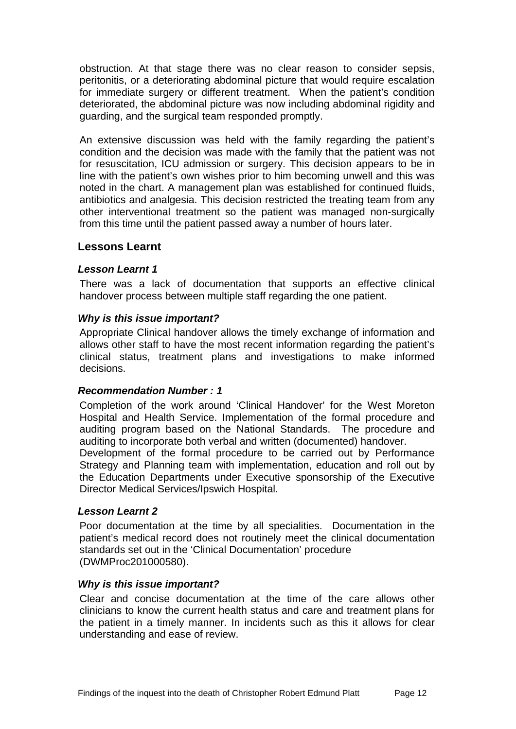obstruction. At that stage there was no clear reason to consider sepsis, peritonitis, or a deteriorating abdominal picture that would require escalation for immediate surgery or different treatment. When the patient's condition deteriorated, the abdominal picture was now including abdominal rigidity and guarding, and the surgical team responded promptly.

An extensive discussion was held with the family regarding the patient's condition and the decision was made with the family that the patient was not for resuscitation, ICU admission or surgery. This decision appears to be in line with the patient's own wishes prior to him becoming unwell and this was noted in the chart. A management plan was established for continued fluids, antibiotics and analgesia. This decision restricted the treating team from any other interventional treatment so the patient was managed non-surgically from this time until the patient passed away a number of hours later.

## Lessons Learnt

***Lesson Learnt 1***

There was a lack of documentation that supports an effective clinical handover process between multiple staff regarding the one patient.

***Why is this issue important?***

Appropriate Clinical handover allows the timely exchange of information and allows other staff to have the most recent information regarding the patient's clinical status, treatment plans and investigations to make informed decisions.

***Recommendation Number : 1***

Completion of the work around 'Clinical Handover' for the West Moreton Hospital and Health Service. Implementation of the formal procedure and auditing program based on the National Standards. The procedure and auditing to incorporate both verbal and written (documented) handover.
Development of the formal procedure to be carried out by Performance Strategy and Planning team with implementation, education and roll out by the Education Departments under Executive sponsorship of the Executive Director Medical Services/Ipswich Hospital.

***Lesson Learnt 2***

Poor documentation at the time by all specialities. Documentation in the patient's medical record does not routinely meet the clinical documentation standards set out in the 'Clinical Documentation' procedure (DWMProc201000580).

***Why is this issue important?***

Clear and concise documentation at the time of the care allows other clinicians to know the current health status and care and treatment plans for the patient in a timely manner. In incidents such as this it allows for clear understanding and ease of review.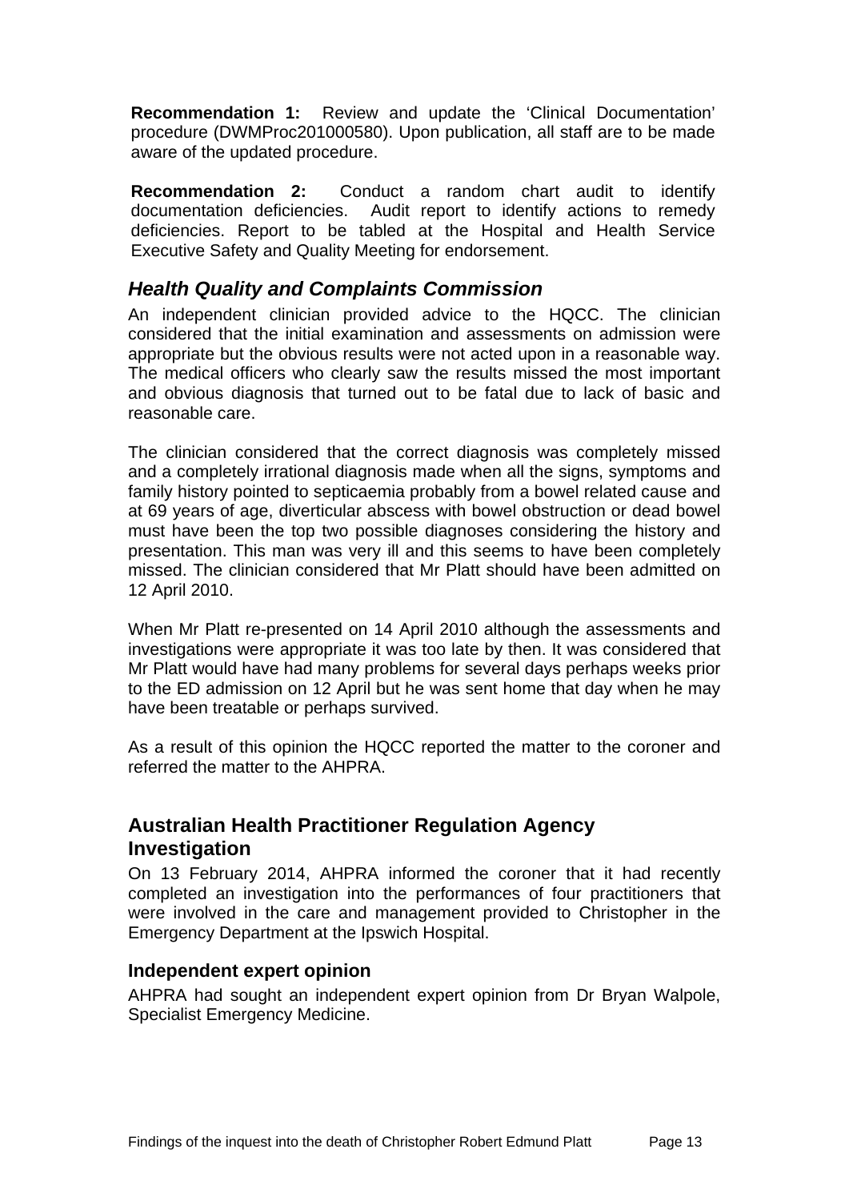**Recommendation 1:** Review and update the 'Clinical Documentation' procedure (DWMProc201000580). Upon publication, all staff are to be made aware of the updated procedure.

**Recommendation 2:** Conduct a random chart audit to identify documentation deficiencies. Audit report to identify actions to remedy deficiencies. Report to be tabled at the Hospital and Health Service Executive Safety and Quality Meeting for endorsement.

### *Health Quality and Complaints Commission*

An independent clinician provided advice to the HQCC. The clinician considered that the initial examination and assessments on admission were appropriate but the obvious results were not acted upon in a reasonable way. The medical officers who clearly saw the results missed the most important and obvious diagnosis that turned out to be fatal due to lack of basic and reasonable care.

The clinician considered that the correct diagnosis was completely missed and a completely irrational diagnosis made when all the signs, symptoms and family history pointed to septicaemia probably from a bowel related cause and at 69 years of age, diverticular abscess with bowel obstruction or dead bowel must have been the top two possible diagnoses considering the history and presentation. This man was very ill and this seems to have been completely missed. The clinician considered that Mr Platt should have been admitted on 12 April 2010.

When Mr Platt re-presented on 14 April 2010 although the assessments and investigations were appropriate it was too late by then. It was considered that Mr Platt would have had many problems for several days perhaps weeks prior to the ED admission on 12 April but he was sent home that day when he may have been treatable or perhaps survived.

As a result of this opinion the HQCC reported the matter to the coroner and referred the matter to the AHPRA.

## Australian Health Practitioner Regulation Agency Investigation

On 13 February 2014, AHPRA informed the coroner that it had recently completed an investigation into the performances of four practitioners that were involved in the care and management provided to Christopher in the Emergency Department at the Ipswich Hospital.

### Independent expert opinion

AHPRA had sought an independent expert opinion from Dr Bryan Walpole, Specialist Emergency Medicine.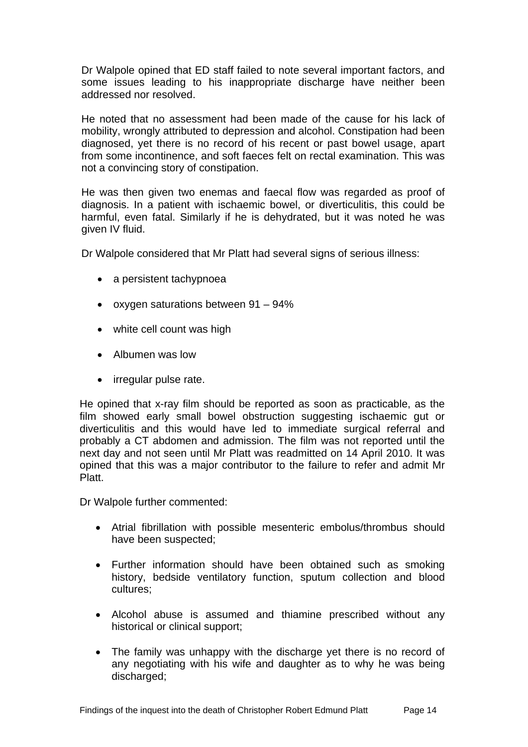Dr Walpole opined that ED staff failed to note several important factors, and some issues leading to his inappropriate discharge have neither been addressed nor resolved.

He noted that no assessment had been made of the cause for his lack of mobility, wrongly attributed to depression and alcohol. Constipation had been diagnosed, yet there is no record of his recent or past bowel usage, apart from some incontinence, and soft faeces felt on rectal examination. This was not a convincing story of constipation.

He was then given two enemas and faecal flow was regarded as proof of diagnosis. In a patient with ischaemic bowel, or diverticulitis, this could be harmful, even fatal. Similarly if he is dehydrated, but it was noted he was given IV fluid.

Dr Walpole considered that Mr Platt had several signs of serious illness:

- a persistent tachypnoea
- oxygen saturations between 91 – 94%
- white cell count was high
- Albumen was low
- irregular pulse rate.

He opined that x-ray film should be reported as soon as practicable, as the film showed early small bowel obstruction suggesting ischaemic gut or diverticulitis and this would have led to immediate surgical referral and probably a CT abdomen and admission. The film was not reported until the next day and not seen until Mr Platt was readmitted on 14 April 2010. It was opined that this was a major contributor to the failure to refer and admit Mr Platt.

Dr Walpole further commented:

- Atrial fibrillation with possible mesenteric embolus/thrombus should have been suspected;
- Further information should have been obtained such as smoking history, bedside ventilatory function, sputum collection and blood cultures;
- Alcohol abuse is assumed and thiamine prescribed without any historical or clinical support;
- The family was unhappy with the discharge yet there is no record of any negotiating with his wife and daughter as to why he was being discharged;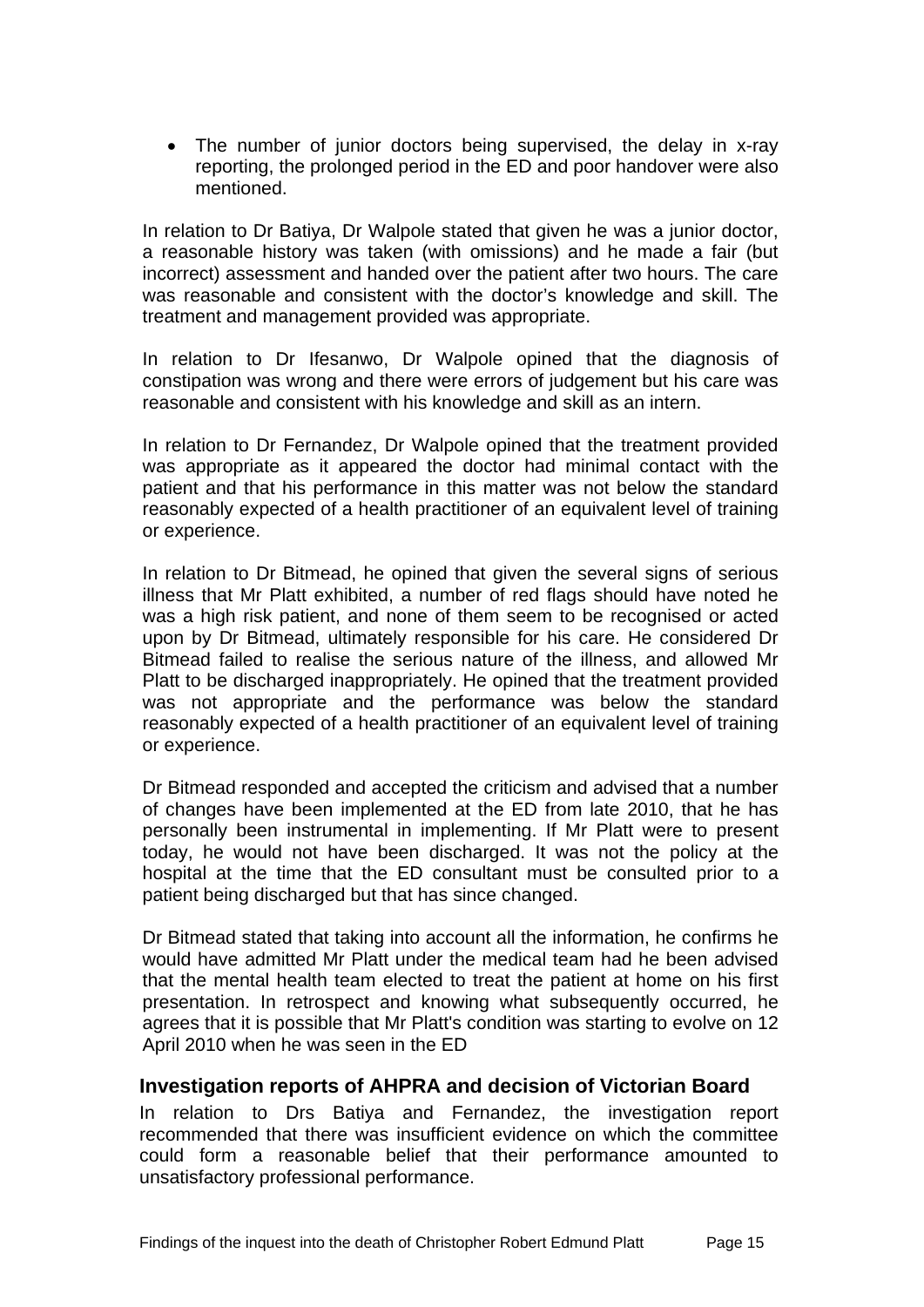- The number of junior doctors being supervised, the delay in x-ray reporting, the prolonged period in the ED and poor handover were also mentioned.

In relation to Dr Batiya, Dr Walpole stated that given he was a junior doctor, a reasonable history was taken (with omissions) and he made a fair (but incorrect) assessment and handed over the patient after two hours. The care was reasonable and consistent with the doctor's knowledge and skill. The treatment and management provided was appropriate.

In relation to Dr Ifesanwo, Dr Walpole opined that the diagnosis of constipation was wrong and there were errors of judgement but his care was reasonable and consistent with his knowledge and skill as an intern.

In relation to Dr Fernandez, Dr Walpole opined that the treatment provided was appropriate as it appeared the doctor had minimal contact with the patient and that his performance in this matter was not below the standard reasonably expected of a health practitioner of an equivalent level of training or experience.

In relation to Dr Bitmead, he opined that given the several signs of serious illness that Mr Platt exhibited, a number of red flags should have noted he was a high risk patient, and none of them seem to be recognised or acted upon by Dr Bitmead, ultimately responsible for his care. He considered Dr Bitmead failed to realise the serious nature of the illness, and allowed Mr Platt to be discharged inappropriately. He opined that the treatment provided was not appropriate and the performance was below the standard reasonably expected of a health practitioner of an equivalent level of training or experience.

Dr Bitmead responded and accepted the criticism and advised that a number of changes have been implemented at the ED from late 2010, that he has personally been instrumental in implementing. If Mr Platt were to present today, he would not have been discharged. It was not the policy at the hospital at the time that the ED consultant must be consulted prior to a patient being discharged but that has since changed.

Dr Bitmead stated that taking into account all the information, he confirms he would have admitted Mr Platt under the medical team had he been advised that the mental health team elected to treat the patient at home on his first presentation. In retrospect and knowing what subsequently occurred, he agrees that it is possible that Mr Platt's condition was starting to evolve on 12 April 2010 when he was seen in the ED

### Investigation reports of AHPRA and decision of Victorian Board

In relation to Drs Batiya and Fernandez, the investigation report recommended that there was insufficient evidence on which the committee could form a reasonable belief that their performance amounted to unsatisfactory professional performance.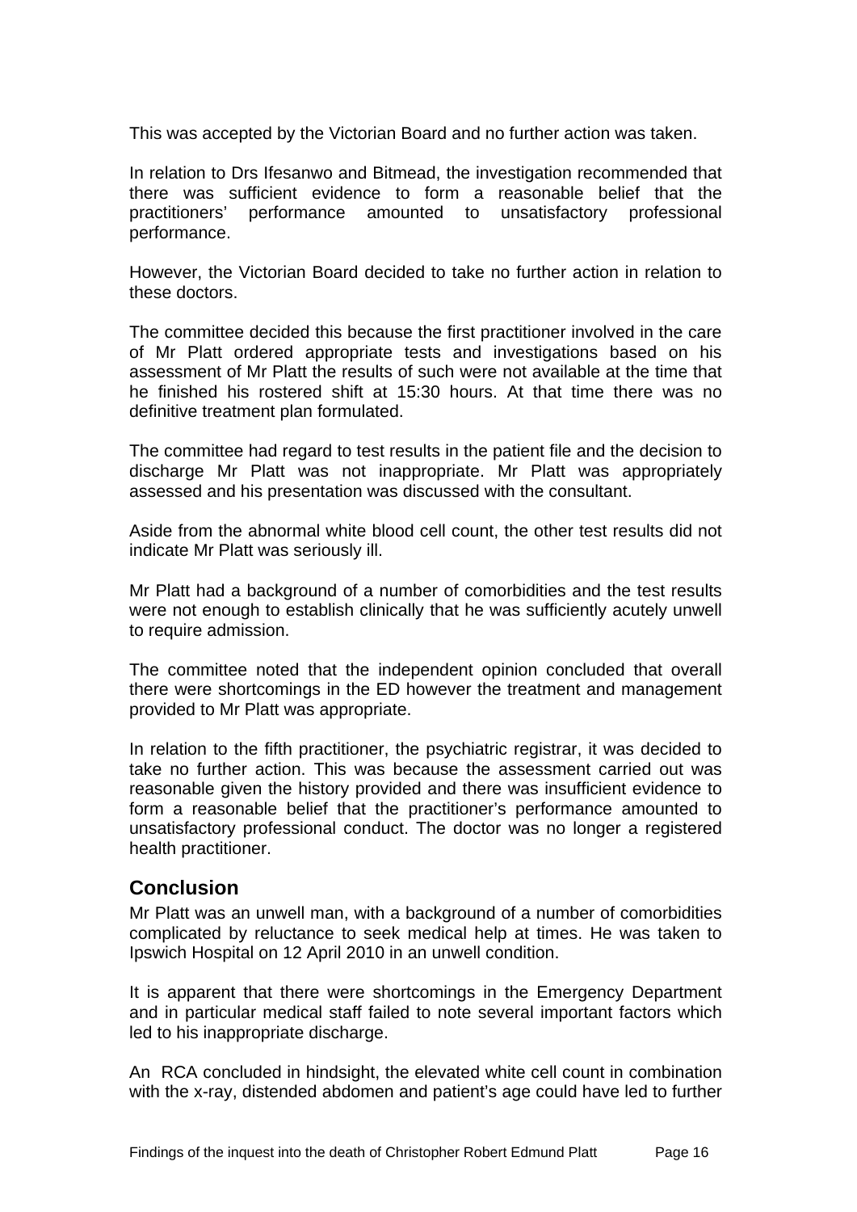This was accepted by the Victorian Board and no further action was taken.

In relation to Drs Ifesanwo and Bitmead, the investigation recommended that there was sufficient evidence to form a reasonable belief that the practitioners' performance amounted to unsatisfactory professional performance.

However, the Victorian Board decided to take no further action in relation to these doctors.

The committee decided this because the first practitioner involved in the care of Mr Platt ordered appropriate tests and investigations based on his assessment of Mr Platt the results of such were not available at the time that he finished his rostered shift at 15:30 hours. At that time there was no definitive treatment plan formulated.

The committee had regard to test results in the patient file and the decision to discharge Mr Platt was not inappropriate. Mr Platt was appropriately assessed and his presentation was discussed with the consultant.

Aside from the abnormal white blood cell count, the other test results did not indicate Mr Platt was seriously ill.

Mr Platt had a background of a number of comorbidities and the test results were not enough to establish clinically that he was sufficiently acutely unwell to require admission.

The committee noted that the independent opinion concluded that overall there were shortcomings in the ED however the treatment and management provided to Mr Platt was appropriate.

In relation to the fifth practitioner, the psychiatric registrar, it was decided to take no further action. This was because the assessment carried out was reasonable given the history provided and there was insufficient evidence to form a reasonable belief that the practitioner's performance amounted to unsatisfactory professional conduct. The doctor was no longer a registered health practitioner.

## Conclusion

Mr Platt was an unwell man, with a background of a number of comorbidities complicated by reluctance to seek medical help at times. He was taken to Ipswich Hospital on 12 April 2010 in an unwell condition.

It is apparent that there were shortcomings in the Emergency Department and in particular medical staff failed to note several important factors which led to his inappropriate discharge.

An RCA concluded in hindsight, the elevated white cell count in combination with the x-ray, distended abdomen and patient's age could have led to further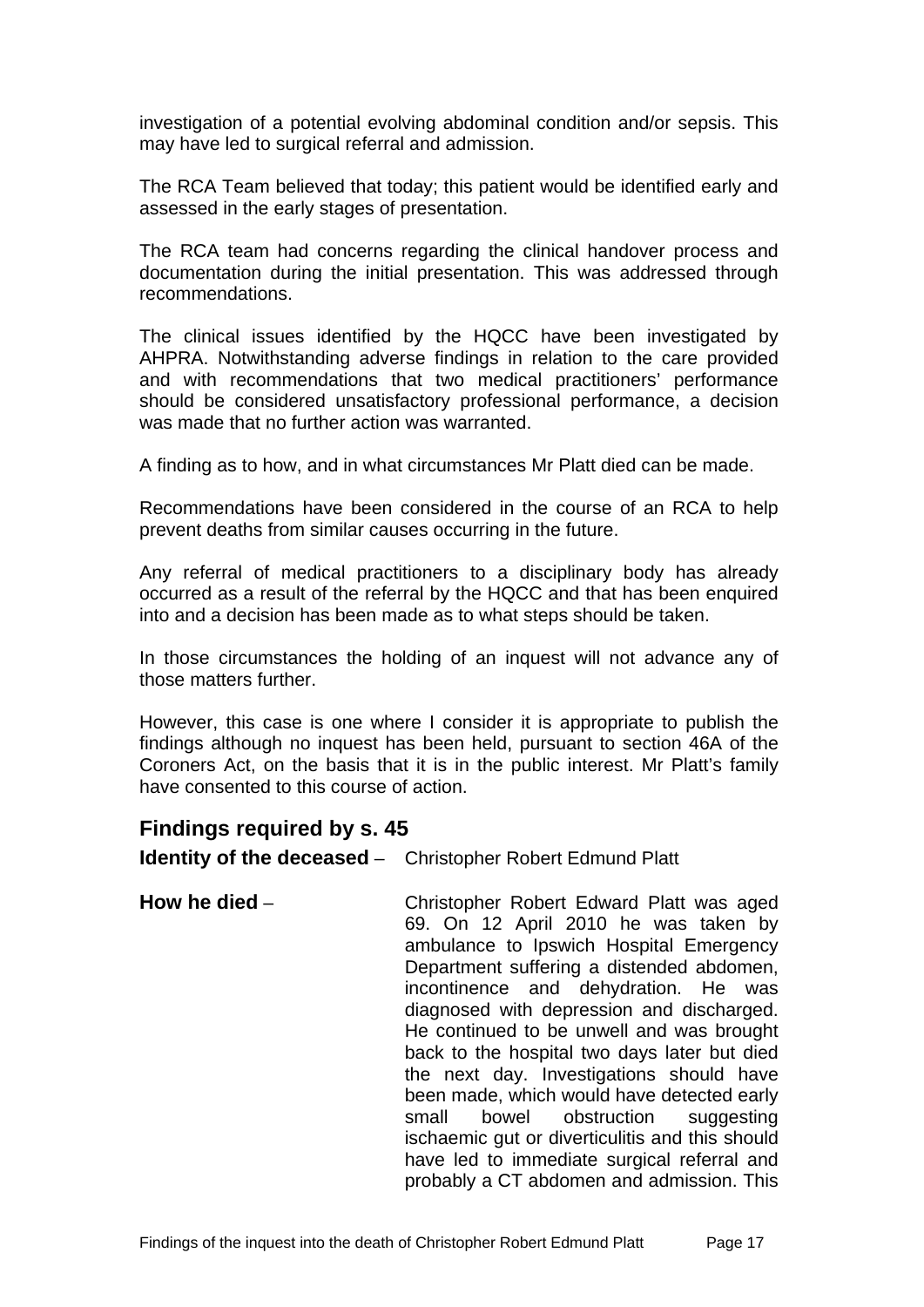investigation of a potential evolving abdominal condition and/or sepsis. This may have led to surgical referral and admission.

The RCA Team believed that today; this patient would be identified early and assessed in the early stages of presentation.

The RCA team had concerns regarding the clinical handover process and documentation during the initial presentation. This was addressed through recommendations.

The clinical issues identified by the HQCC have been investigated by AHPRA. Notwithstanding adverse findings in relation to the care provided and with recommendations that two medical practitioners' performance should be considered unsatisfactory professional performance, a decision was made that no further action was warranted.

A finding as to how, and in what circumstances Mr Platt died can be made.

Recommendations have been considered in the course of an RCA to help prevent deaths from similar causes occurring in the future.

Any referral of medical practitioners to a disciplinary body has already occurred as a result of the referral by the HQCC and that has been enquired into and a decision has been made as to what steps should be taken.

In those circumstances the holding of an inquest will not advance any of those matters further.

However, this case is one where I consider it is appropriate to publish the findings although no inquest has been held, pursuant to section 46A of the Coroners Act, on the basis that it is in the public interest. Mr Platt's family have consented to this course of action.

## Findings required by s. 45

**Identity of the deceased** – Christopher Robert Edmund Platt

**How he died** – Christopher Robert Edward Platt was aged 69. On 12 April 2010 he was taken by ambulance to Ipswich Hospital Emergency Department suffering a distended abdomen, incontinence and dehydration. He was diagnosed with depression and discharged. He continued to be unwell and was brought back to the hospital two days later but died the next day. Investigations should have been made, which would have detected early small bowel obstruction suggesting ischaemic gut or diverticulitis and this should have led to immediate surgical referral and probably a CT abdomen and admission. This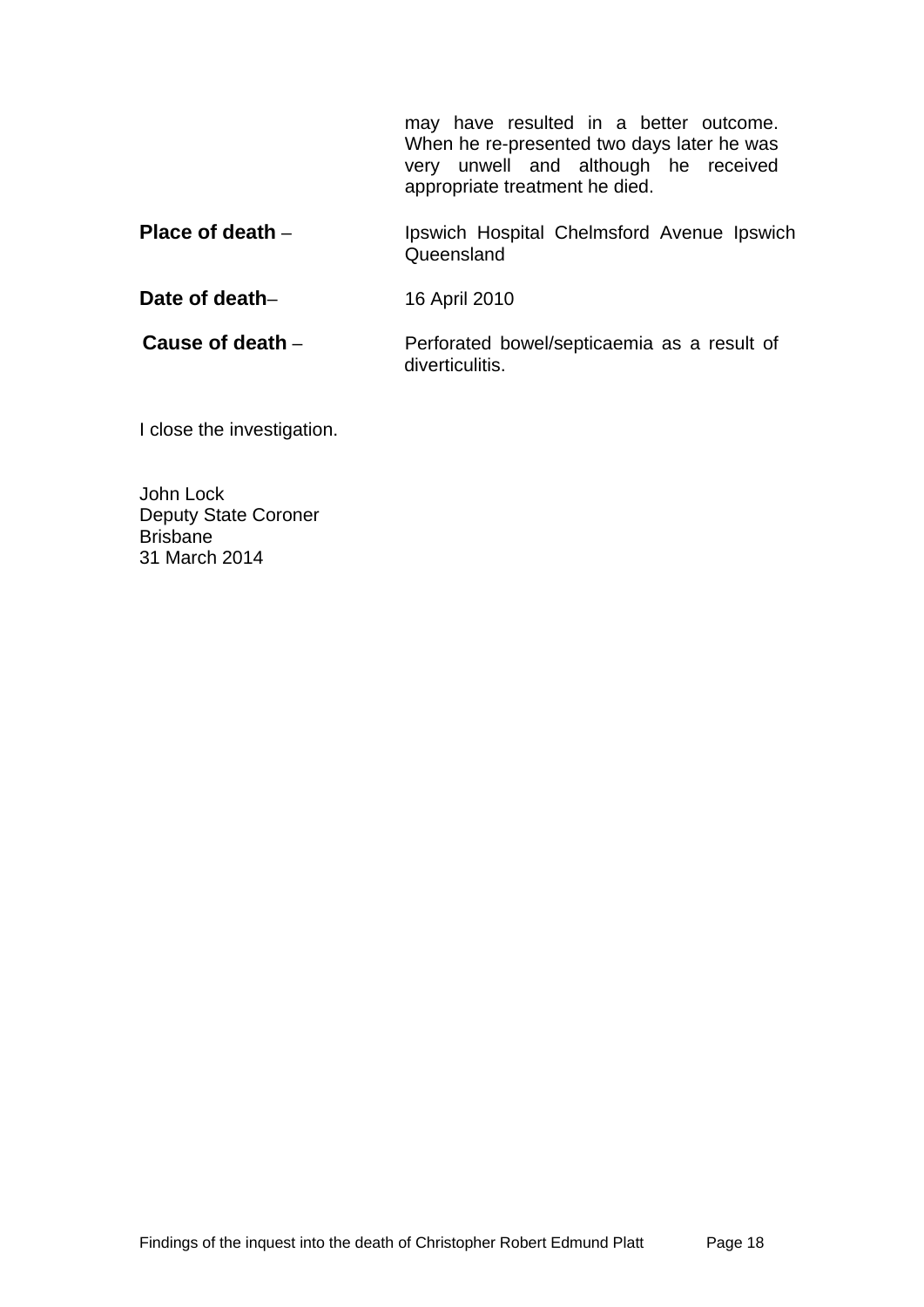may have resulted in a better outcome. When he re-presented two days later he was very unwell and although he received appropriate treatment he died.

**Place of death** – Ipswich Hospital Chelmsford Avenue Ipswich Queensland

**Date of death**– 16 April 2010

**Cause of death** – Perforated bowel/septicaemia as a result of diverticulitis.

I close the investigation.

John Lock
Deputy State Coroner
Brisbane
31 March 2014